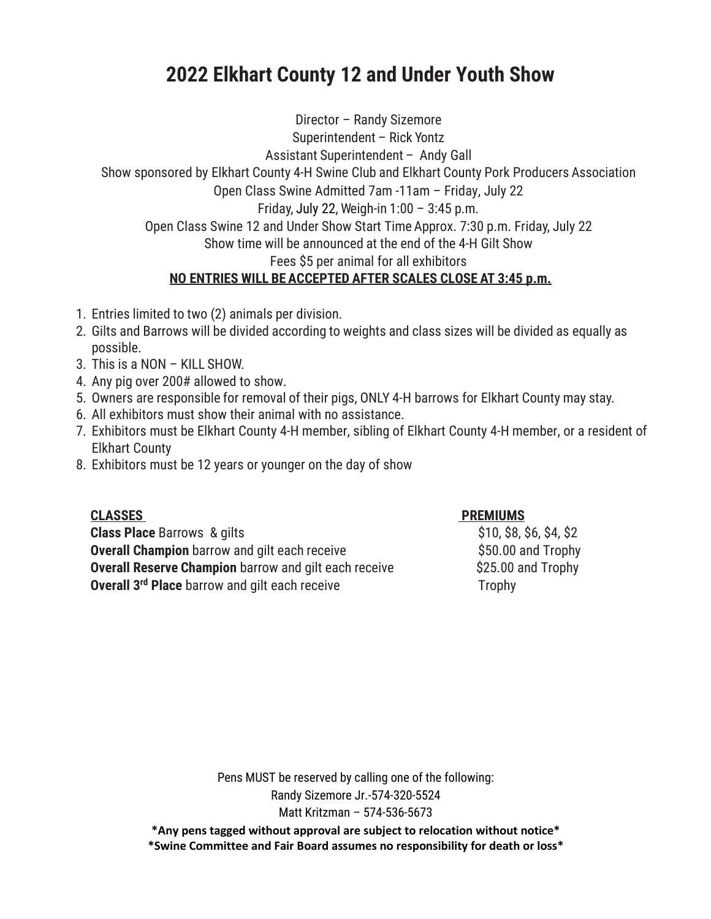# 2022 Elkhart County 12 and Under Youth Show

Director – Randy Sizemore

Superintendent – Rick Yontz

Assistant Superintendent – Andy Gall

Show sponsored by Elkhart County 4-H Swine Club and Elkhart County Pork Producers Association

Open Class Swine Admitted 7am -11am – Friday, July 22

Friday, July 22, Weigh-in 1:00 – 3:45 p.m.

Open Class Swine 12 and Under Show Start Time Approx. 7:30 p.m. Friday, July 22

Show time will be announced at the end of the 4-H Gilt Show

Fees $5 per animal for all exhibitors

**NO ENTRIES WILL BE ACCEPTED AFTER SCALES CLOSE AT 3:45 p.m.**

1. Entries limited to two (2) animals per division.
2. Gilts and Barrows will be divided according to weights and class sizes will be divided as equally as possible.
3. This is a NON – KILL SHOW.
4. Any pig over 200# allowed to show.
5. Owners are responsible for removal of their pigs, ONLY 4-H barrows for Elkhart County may stay.
6. All exhibitors must show their animal with no assistance.
7. Exhibitors must be Elkhart County 4-H member, sibling of Elkhart County 4-H member, or a resident of Elkhart County
8. Exhibitors must be 12 years or younger on the day of show

| CLASSES | PREMIUMS |
| --- | --- |
| **Class Place** Barrows & gilts | $10, $8, $6, $4, $2 |
| **Overall Champion** barrow and gilt each receive | $50.00 and Trophy |
| **Overall Reserve Champion** barrow and gilt each receive | $25.00 and Trophy |
| **Overall 3rd Place** barrow and gilt each receive | Trophy |

Pens MUST be reserved by calling one of the following:

Randy Sizemore Jr.-574-320-5524

Matt Kritzman – 574-536-5673

**\*Any pens tagged without approval are subject to relocation without notice\***

**\*Swine Committee and Fair Board assumes no responsibility for death or loss\***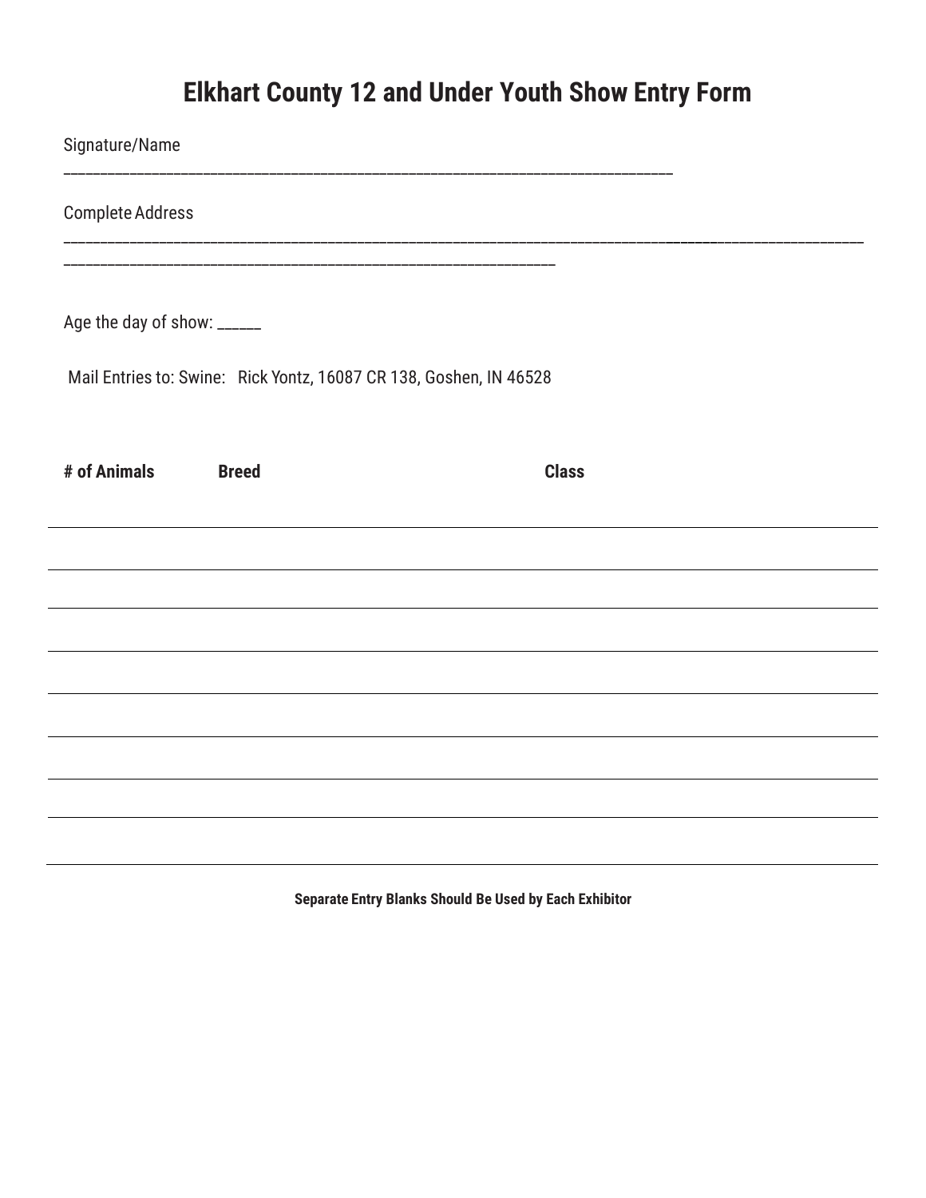# Elkhart County 12 and Under Youth Show Entry Form

Signature/Name

______________________________________________________________________________

Complete Address

__________________________________________________________________________________________________________

_______________________________________________________________

Age the day of show: ______

Mail Entries to: Swine: Rick Yontz, 16087 CR 138, Goshen, IN 46528

| # of Animals | Breed | Class |
|---|---|---|
| | | |
| | | |
| | | |
| | | |
| | | |
| | | |
| | | |
| | | |

**Separate Entry Blanks Should Be Used by Each Exhibitor**